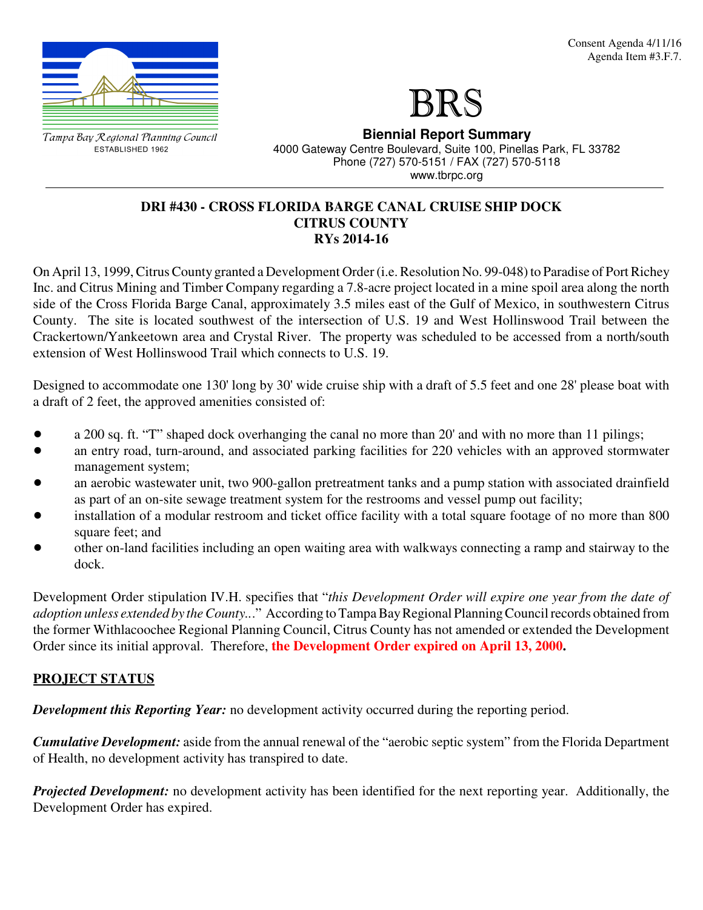Consent Agenda 4/11/16
Agenda Item #3.F.7.

Tampa Bay Regional Planning Council
ESTABLISHED 1962

# BRS

**Biennial Report Summary**
4000 Gateway Centre Boulevard, Suite 100, Pinellas Park, FL 33782
Phone (727) 570-5151 / FAX (727) 570-5118
www.tbrpc.org

---

## DRI #430 - CROSS FLORIDA BARGE CANAL CRUISE SHIP DOCK
## CITRUS COUNTY
## RYs 2014-16

On April 13, 1999, Citrus County granted a Development Order (i.e. Resolution No. 99-048) to Paradise of Port Richey Inc. and Citrus Mining and Timber Company regarding a 7.8-acre project located in a mine spoil area along the north side of the Cross Florida Barge Canal, approximately 3.5 miles east of the Gulf of Mexico, in southwestern Citrus County. The site is located southwest of the intersection of U.S. 19 and West Hollinswood Trail between the Crackertown/Yankeetown area and Crystal River. The property was scheduled to be accessed from a north/south extension of West Hollinswood Trail which connects to U.S. 19.

Designed to accommodate one 130' long by 30' wide cruise ship with a draft of 5.5 feet and one 28' please boat with a draft of 2 feet, the approved amenities consisted of:

- a 200 sq. ft. "T" shaped dock overhanging the canal no more than 20' and with no more than 11 pilings;
- an entry road, turn-around, and associated parking facilities for 220 vehicles with an approved stormwater management system;
- an aerobic wastewater unit, two 900-gallon pretreatment tanks and a pump station with associated drainfield as part of an on-site sewage treatment system for the restrooms and vessel pump out facility;
- installation of a modular restroom and ticket office facility with a total square footage of no more than 800 square feet; and
- other on-land facilities including an open waiting area with walkways connecting a ramp and stairway to the dock.

Development Order stipulation IV.H. specifies that "*this Development Order will expire one year from the date of adoption unless extended by the County...*" According to Tampa Bay Regional Planning Council records obtained from the former Withlacoochee Regional Planning Council, Citrus County has not amended or extended the Development Order since its initial approval. Therefore, **the Development Order expired on April 13, 2000.**

## PROJECT STATUS

***Development this Reporting Year:*** no development activity occurred during the reporting period.

***Cumulative Development:*** aside from the annual renewal of the "aerobic septic system" from the Florida Department of Health, no development activity has transpired to date.

***Projected Development:*** no development activity has been identified for the next reporting year. Additionally, the Development Order has expired.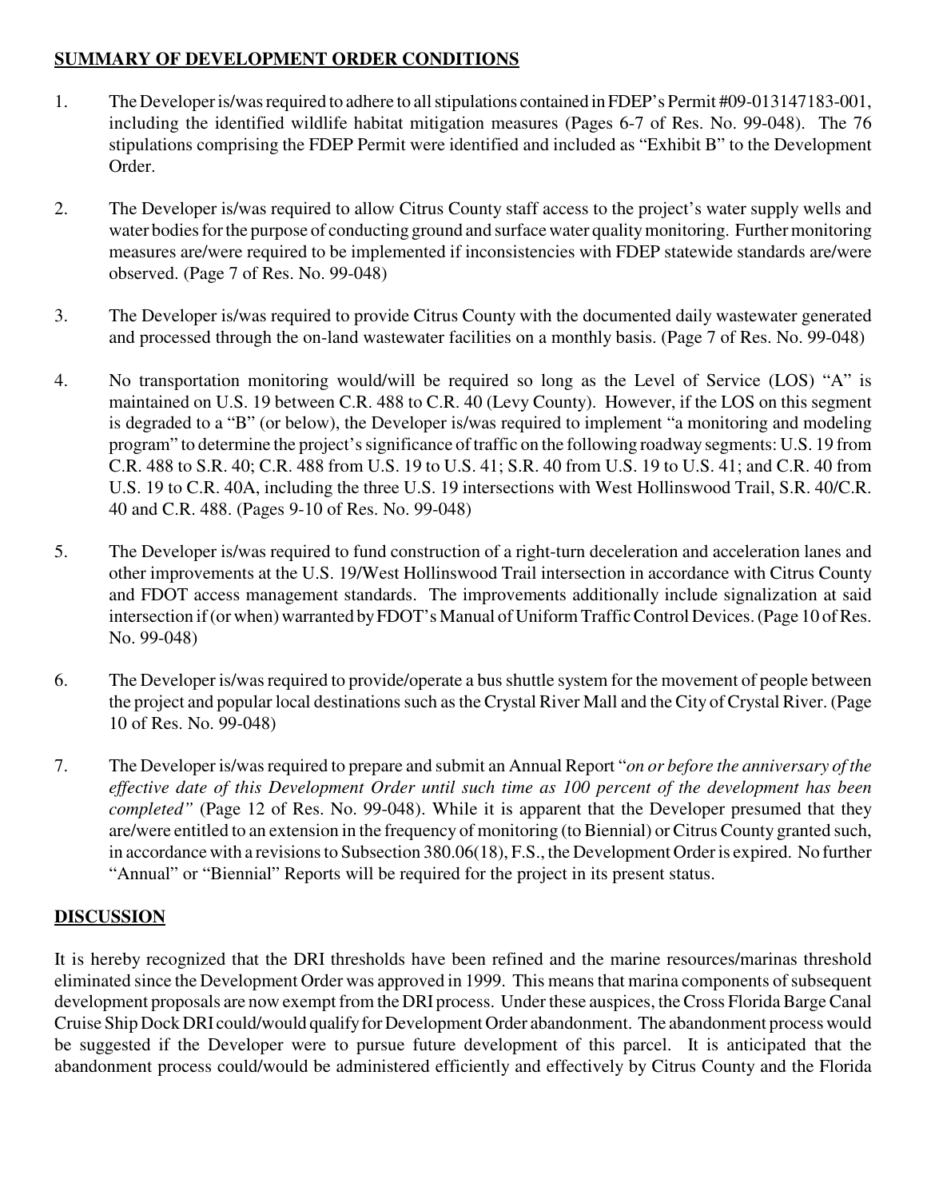## **SUMMARY OF DEVELOPMENT ORDER CONDITIONS**

1. The Developer is/was required to adhere to all stipulations contained in FDEP's Permit #09-013147183-001, including the identified wildlife habitat mitigation measures (Pages 6-7 of Res. No. 99-048). The 76 stipulations comprising the FDEP Permit were identified and included as "Exhibit B" to the Development Order.

2. The Developer is/was required to allow Citrus County staff access to the project's water supply wells and water bodies for the purpose of conducting ground and surface water quality monitoring. Further monitoring measures are/were required to be implemented if inconsistencies with FDEP statewide standards are/were observed. (Page 7 of Res. No. 99-048)

3. The Developer is/was required to provide Citrus County with the documented daily wastewater generated and processed through the on-land wastewater facilities on a monthly basis. (Page 7 of Res. No. 99-048)

4. No transportation monitoring would/will be required so long as the Level of Service (LOS) "A" is maintained on U.S. 19 between C.R. 488 to C.R. 40 (Levy County). However, if the LOS on this segment is degraded to a "B" (or below), the Developer is/was required to implement "a monitoring and modeling program" to determine the project's significance of traffic on the following roadway segments: U.S. 19 from C.R. 488 to S.R. 40; C.R. 488 from U.S. 19 to U.S. 41; S.R. 40 from U.S. 19 to U.S. 41; and C.R. 40 from U.S. 19 to C.R. 40A, including the three U.S. 19 intersections with West Hollinswood Trail, S.R. 40/C.R. 40 and C.R. 488. (Pages 9-10 of Res. No. 99-048)

5. The Developer is/was required to fund construction of a right-turn deceleration and acceleration lanes and other improvements at the U.S. 19/West Hollinswood Trail intersection in accordance with Citrus County and FDOT access management standards. The improvements additionally include signalization at said intersection if (or when) warranted by FDOT's Manual of Uniform Traffic Control Devices. (Page 10 of Res. No. 99-048)

6. The Developer is/was required to provide/operate a bus shuttle system for the movement of people between the project and popular local destinations such as the Crystal River Mall and the City of Crystal River. (Page 10 of Res. No. 99-048)

7. The Developer is/was required to prepare and submit an Annual Report "*on or before the anniversary of the effective date of this Development Order until such time as 100 percent of the development has been completed"* (Page 12 of Res. No. 99-048). While it is apparent that the Developer presumed that they are/were entitled to an extension in the frequency of monitoring (to Biennial) or Citrus County granted such, in accordance with a revisions to Subsection 380.06(18), F.S., the Development Order is expired. No further "Annual" or "Biennial" Reports will be required for the project in its present status.

## **DISCUSSION**

It is hereby recognized that the DRI thresholds have been refined and the marine resources/marinas threshold eliminated since the Development Order was approved in 1999. This means that marina components of subsequent development proposals are now exempt from the DRI process. Under these auspices, the Cross Florida Barge Canal Cruise Ship Dock DRI could/would qualify for Development Order abandonment. The abandonment process would be suggested if the Developer were to pursue future development of this parcel. It is anticipated that the abandonment process could/would be administered efficiently and effectively by Citrus County and the Florida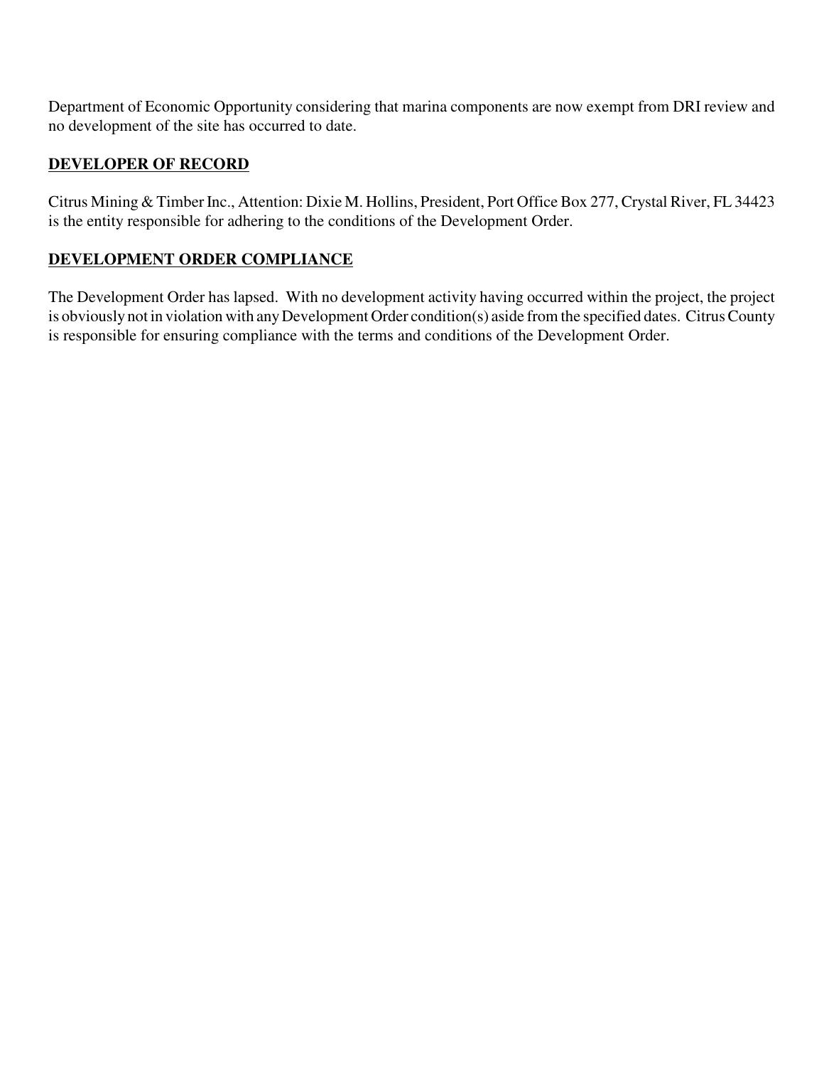Department of Economic Opportunity considering that marina components are now exempt from DRI review and no development of the site has occurred to date.

## DEVELOPER OF RECORD

Citrus Mining & Timber Inc., Attention: Dixie M. Hollins, President, Port Office Box 277, Crystal River, FL 34423 is the entity responsible for adhering to the conditions of the Development Order.

## DEVELOPMENT ORDER COMPLIANCE

The Development Order has lapsed. With no development activity having occurred within the project, the project is obviously not in violation with any Development Order condition(s) aside from the specified dates. Citrus County is responsible for ensuring compliance with the terms and conditions of the Development Order.